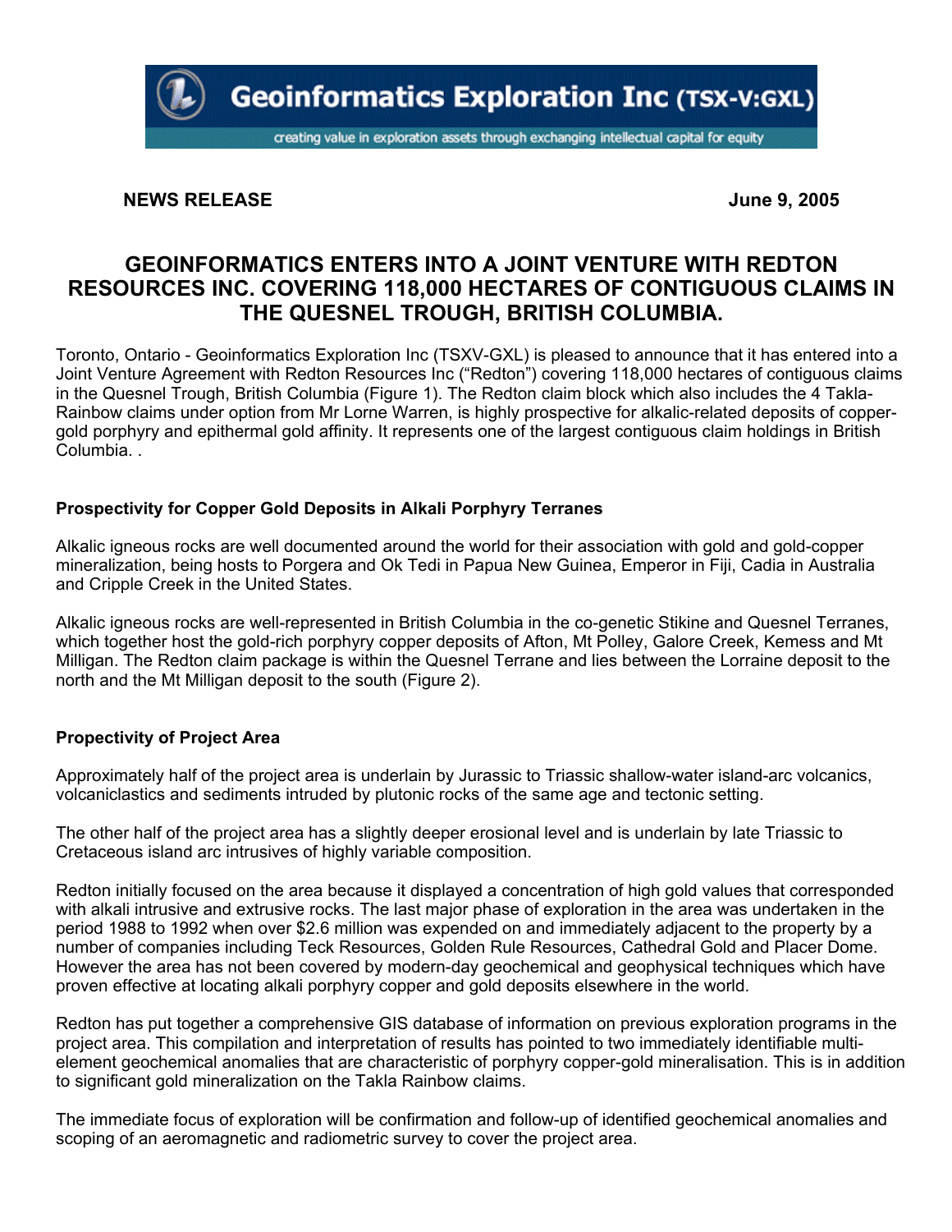**Geoinformatics Exploration Inc (TSX-V:GXL)**

creating value in exploration assets through exchanging intellectual capital for equity

**NEWS RELEASE** **June 9, 2005**

# GEOINFORMATICS ENTERS INTO A JOINT VENTURE WITH REDTON RESOURCES INC. COVERING 118,000 HECTARES OF CONTIGUOUS CLAIMS IN THE QUESNEL TROUGH, BRITISH COLUMBIA.

Toronto, Ontario - Geoinformatics Exploration Inc (TSXV-GXL) is pleased to announce that it has entered into a Joint Venture Agreement with Redton Resources Inc ("Redton") covering 118,000 hectares of contiguous claims in the Quesnel Trough, British Columbia (Figure 1). The Redton claim block which also includes the 4 Takla-Rainbow claims under option from Mr Lorne Warren, is highly prospective for alkalic-related deposits of copper-gold porphyry and epithermal gold affinity. It represents one of the largest contiguous claim holdings in British Columbia. .

**Prospectivity for Copper Gold Deposits in Alkali Porphyry Terranes**

Alkalic igneous rocks are well documented around the world for their association with gold and gold-copper mineralization, being hosts to Porgera and Ok Tedi in Papua New Guinea, Emperor in Fiji, Cadia in Australia and Cripple Creek in the United States.

Alkalic igneous rocks are well-represented in British Columbia in the co-genetic Stikine and Quesnel Terranes, which together host the gold-rich porphyry copper deposits of Afton, Mt Polley, Galore Creek, Kemess and Mt Milligan. The Redton claim package is within the Quesnel Terrane and lies between the Lorraine deposit to the north and the Mt Milligan deposit to the south (Figure 2).

**Propectivity of Project Area**

Approximately half of the project area is underlain by Jurassic to Triassic shallow-water island-arc volcanics, volcaniclastics and sediments intruded by plutonic rocks of the same age and tectonic setting.

The other half of the project area has a slightly deeper erosional level and is underlain by late Triassic to Cretaceous island arc intrusives of highly variable composition.

Redton initially focused on the area because it displayed a concentration of high gold values that corresponded with alkali intrusive and extrusive rocks. The last major phase of exploration in the area was undertaken in the period 1988 to 1992 when over $2.6 million was expended on and immediately adjacent to the property by a number of companies including Teck Resources, Golden Rule Resources, Cathedral Gold and Placer Dome. However the area has not been covered by modern-day geochemical and geophysical techniques which have proven effective at locating alkali porphyry copper and gold deposits elsewhere in the world.

Redton has put together a comprehensive GIS database of information on previous exploration programs in the project area. This compilation and interpretation of results has pointed to two immediately identifiable multi-element geochemical anomalies that are characteristic of porphyry copper-gold mineralisation. This is in addition to significant gold mineralization on the Takla Rainbow claims.

The immediate focus of exploration will be confirmation and follow-up of identified geochemical anomalies and scoping of an aeromagnetic and radiometric survey to cover the project area.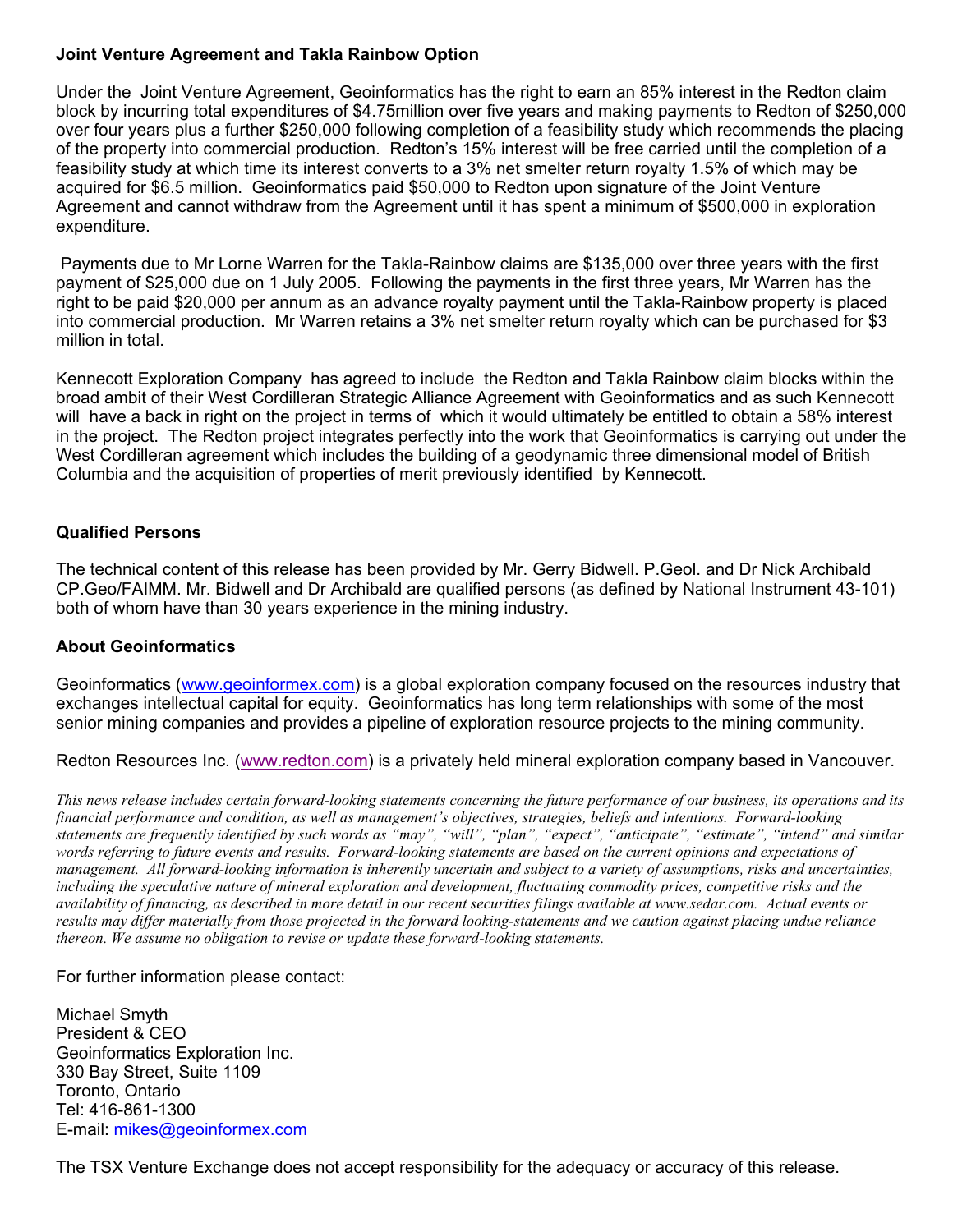### Joint Venture Agreement and Takla Rainbow Option

Under the Joint Venture Agreement, Geoinformatics has the right to earn an 85% interest in the Redton claim block by incurring total expenditures of $4.75million over five years and making payments to Redton of $250,000 over four years plus a further $250,000 following completion of a feasibility study which recommends the placing of the property into commercial production. Redton's 15% interest will be free carried until the completion of a feasibility study at which time its interest converts to a 3% net smelter return royalty 1.5% of which may be acquired for $6.5 million. Geoinformatics paid $50,000 to Redton upon signature of the Joint Venture Agreement and cannot withdraw from the Agreement until it has spent a minimum of $500,000 in exploration expenditure.

Payments due to Mr Lorne Warren for the Takla-Rainbow claims are $135,000 over three years with the first payment of $25,000 due on 1 July 2005. Following the payments in the first three years, Mr Warren has the right to be paid $20,000 per annum as an advance royalty payment until the Takla-Rainbow property is placed into commercial production. Mr Warren retains a 3% net smelter return royalty which can be purchased for $3 million in total.

Kennecott Exploration Company has agreed to include the Redton and Takla Rainbow claim blocks within the broad ambit of their West Cordilleran Strategic Alliance Agreement with Geoinformatics and as such Kennecott will have a back in right on the project in terms of which it would ultimately be entitled to obtain a 58% interest in the project. The Redton project integrates perfectly into the work that Geoinformatics is carrying out under the West Cordilleran agreement which includes the building of a geodynamic three dimensional model of British Columbia and the acquisition of properties of merit previously identified by Kennecott.

### Qualified Persons

The technical content of this release has been provided by Mr. Gerry Bidwell. P.Geol. and Dr Nick Archibald CP.Geo/FAIMM. Mr. Bidwell and Dr Archibald are qualified persons (as defined by National Instrument 43-101) both of whom have than 30 years experience in the mining industry.

### About Geoinformatics

Geoinformatics (www.geoinformex.com) is a global exploration company focused on the resources industry that exchanges intellectual capital for equity. Geoinformatics has long term relationships with some of the most senior mining companies and provides a pipeline of exploration resource projects to the mining community.

Redton Resources Inc. (www.redton.com) is a privately held mineral exploration company based in Vancouver.

*This news release includes certain forward-looking statements concerning the future performance of our business, its operations and its financial performance and condition, as well as management's objectives, strategies, beliefs and intentions. Forward-looking statements are frequently identified by such words as "may", "will", "plan", "expect", "anticipate", "estimate", "intend" and similar words referring to future events and results. Forward-looking statements are based on the current opinions and expectations of management. All forward-looking information is inherently uncertain and subject to a variety of assumptions, risks and uncertainties, including the speculative nature of mineral exploration and development, fluctuating commodity prices, competitive risks and the availability of financing, as described in more detail in our recent securities filings available at www.sedar.com. Actual events or results may differ materially from those projected in the forward looking-statements and we caution against placing undue reliance thereon. We assume no obligation to revise or update these forward-looking statements.*

For further information please contact:

Michael Smyth
President & CEO
Geoinformatics Exploration Inc.
330 Bay Street, Suite 1109
Toronto, Ontario
Tel: 416-861-1300
E-mail: mikes@geoinformex.com

The TSX Venture Exchange does not accept responsibility for the adequacy or accuracy of this release.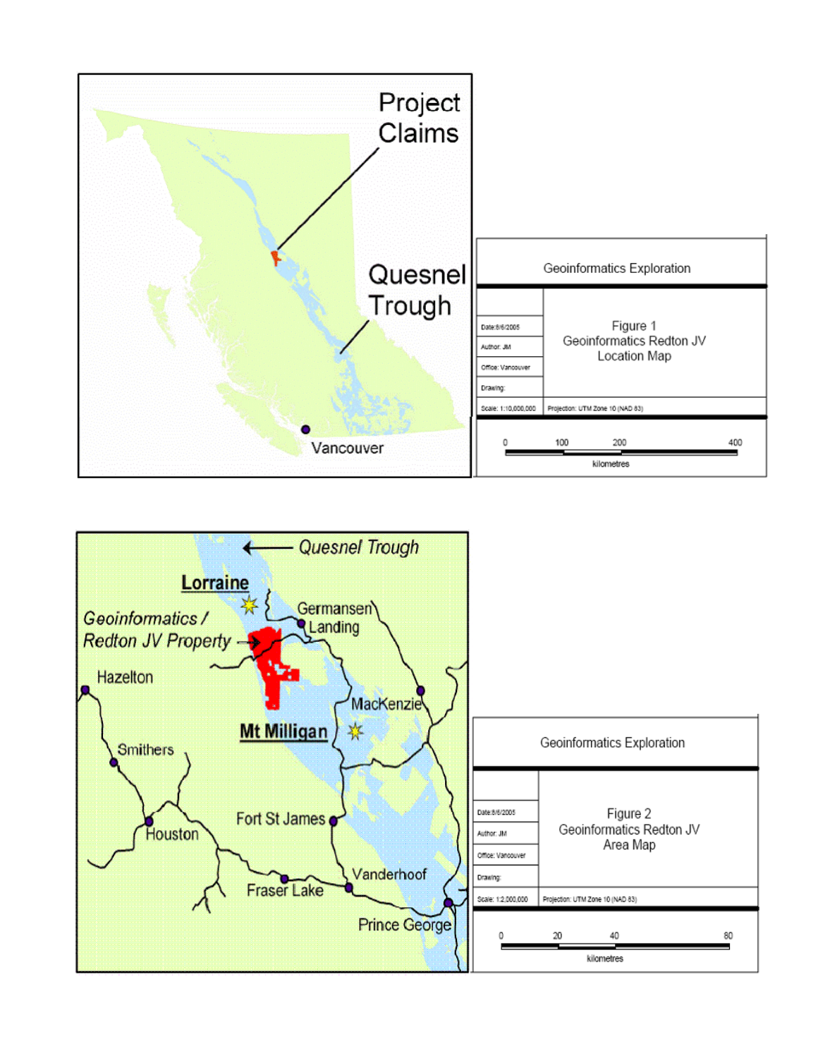Project Claims

Quesnel Trough

Vancouver

Geoinformatics Exploration

| | |
|---|---|
| Date:8/6/2005 | Figure 1<br>Geoinformatics Redton JV<br>Location Map |
| Author: JM | |
| Office: Vancouver | |
| Drawing: | |
| Scale: 1:10,000,000 | Projection: UTM Zone 10 (NAD 83) |

0 100 200 400

kilometres

Quesnel Trough

Lorraine

Geoinformatics / Redton JV Property

Germansen Landing

Hazelton

MacKenzie

Mt Milligan

Smithers

Houston

Fort St James

Vanderhoof

Fraser Lake

Prince George

Geoinformatics Exploration

| | |
|---|---|
| Date:8/6/2005 | Figure 2<br>Geoinformatics Redton JV<br>Area Map |
| Author: JM | |
| Office: Vancouver | |
| Drawing: | |
| Scale: 1:2,000,000 | Projection: UTM Zone 10 (NAD 83) |

0 20 40 80

kilometres